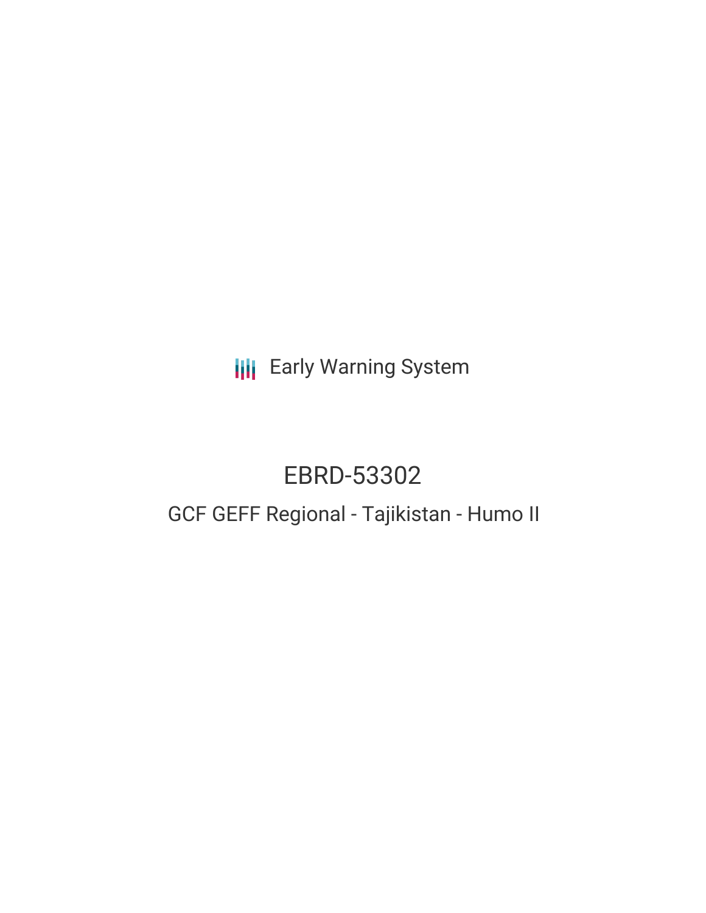Early Warning System

# EBRD-53302

## GCF GEFF Regional - Tajikistan - Humo II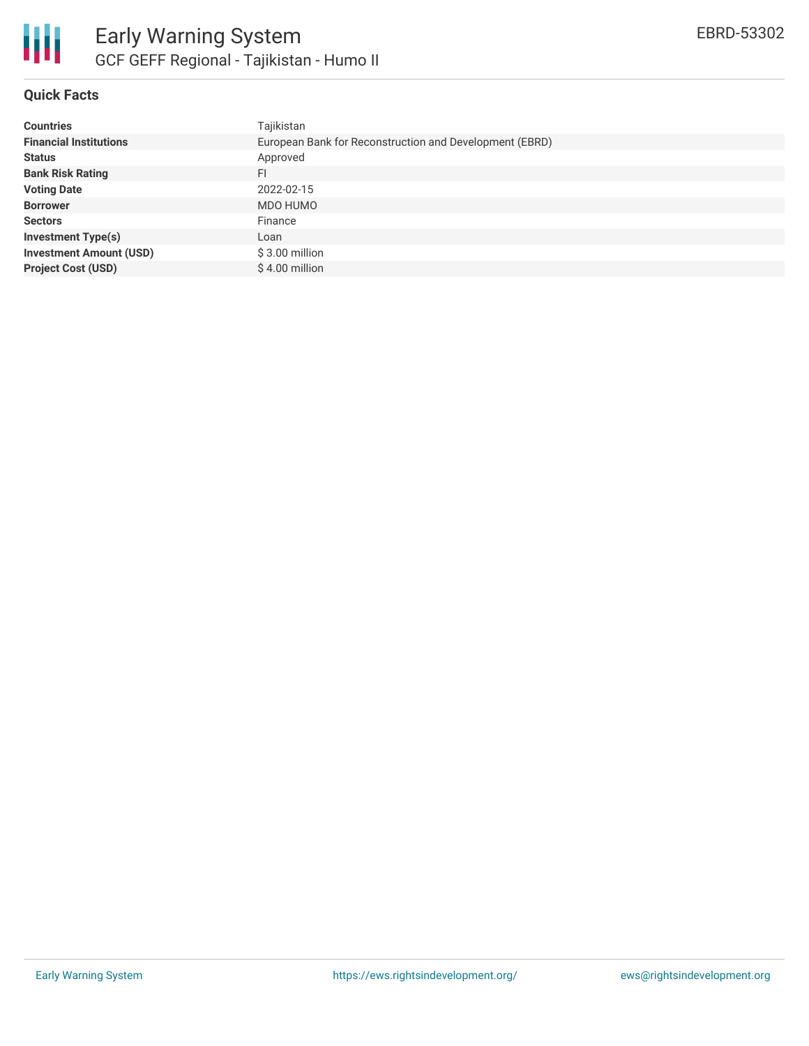# Early Warning System

## GCF GEFF Regional - Tajikistan - Humo II

EBRD-53302

### Quick Facts

| | |
|---|---|
| **Countries** | Tajikistan |
| **Financial Institutions** | European Bank for Reconstruction and Development (EBRD) |
| **Status** | Approved |
| **Bank Risk Rating** | FI |
| **Voting Date** | 2022-02-15 |
| **Borrower** | MDO HUMO |
| **Sectors** | Finance |
| **Investment Type(s)** | Loan |
| **Investment Amount (USD)** | $ 3.00 million |
| **Project Cost (USD)** | $ 4.00 million |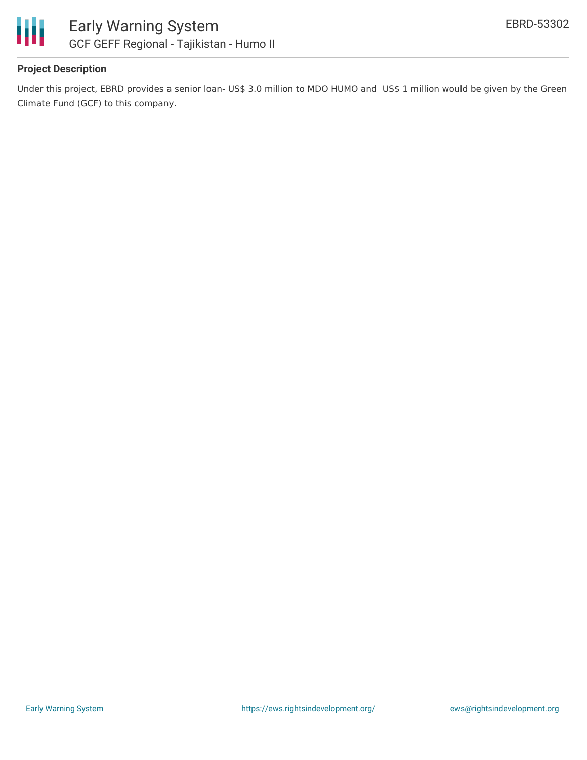### Project Description

Under this project, EBRD provides a senior loan- US$ 3.0 million to MDO HUMO and  US$ 1 million would be given by the Green Climate Fund (GCF) to this company.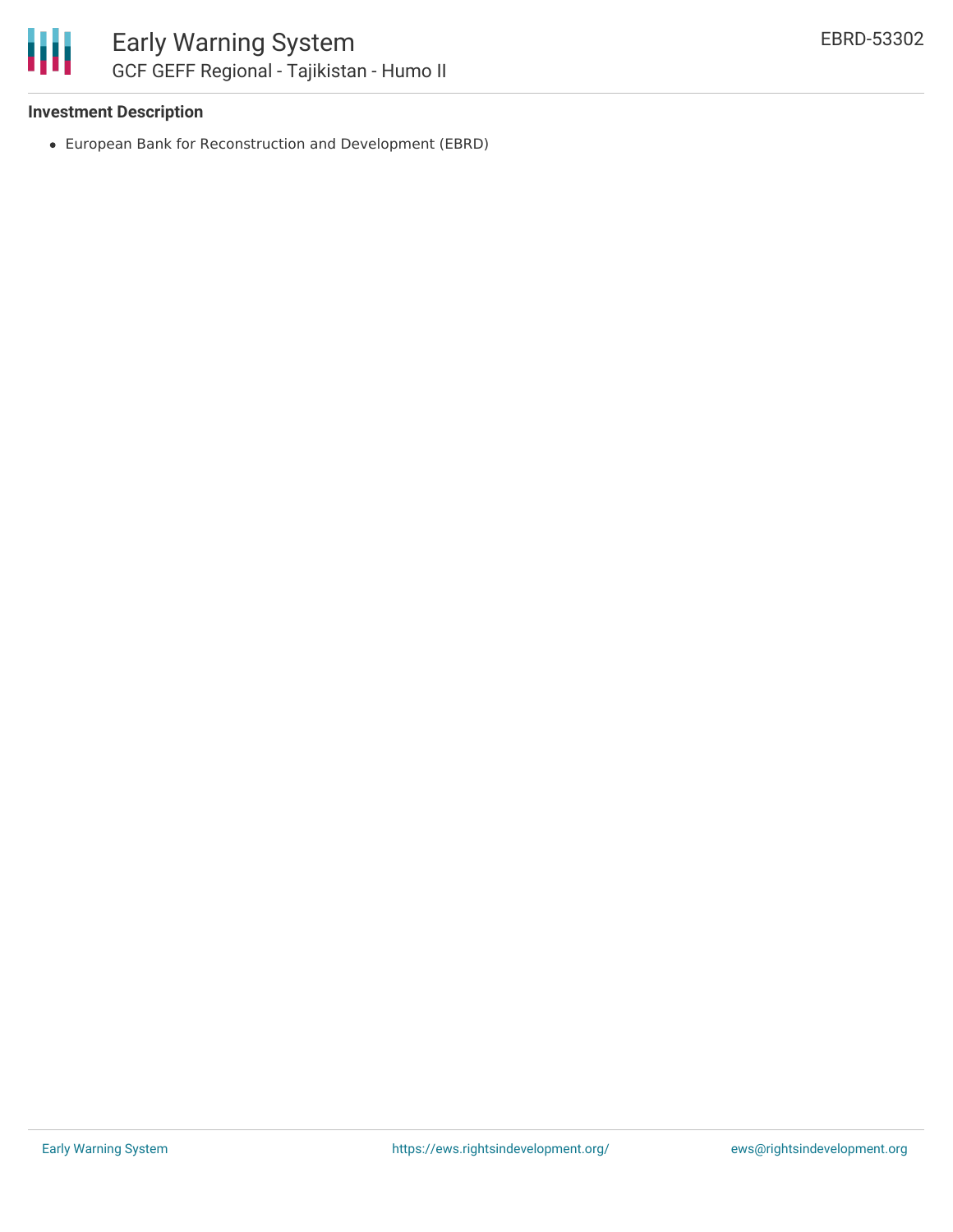### Investment Description

- European Bank for Reconstruction and Development (EBRD)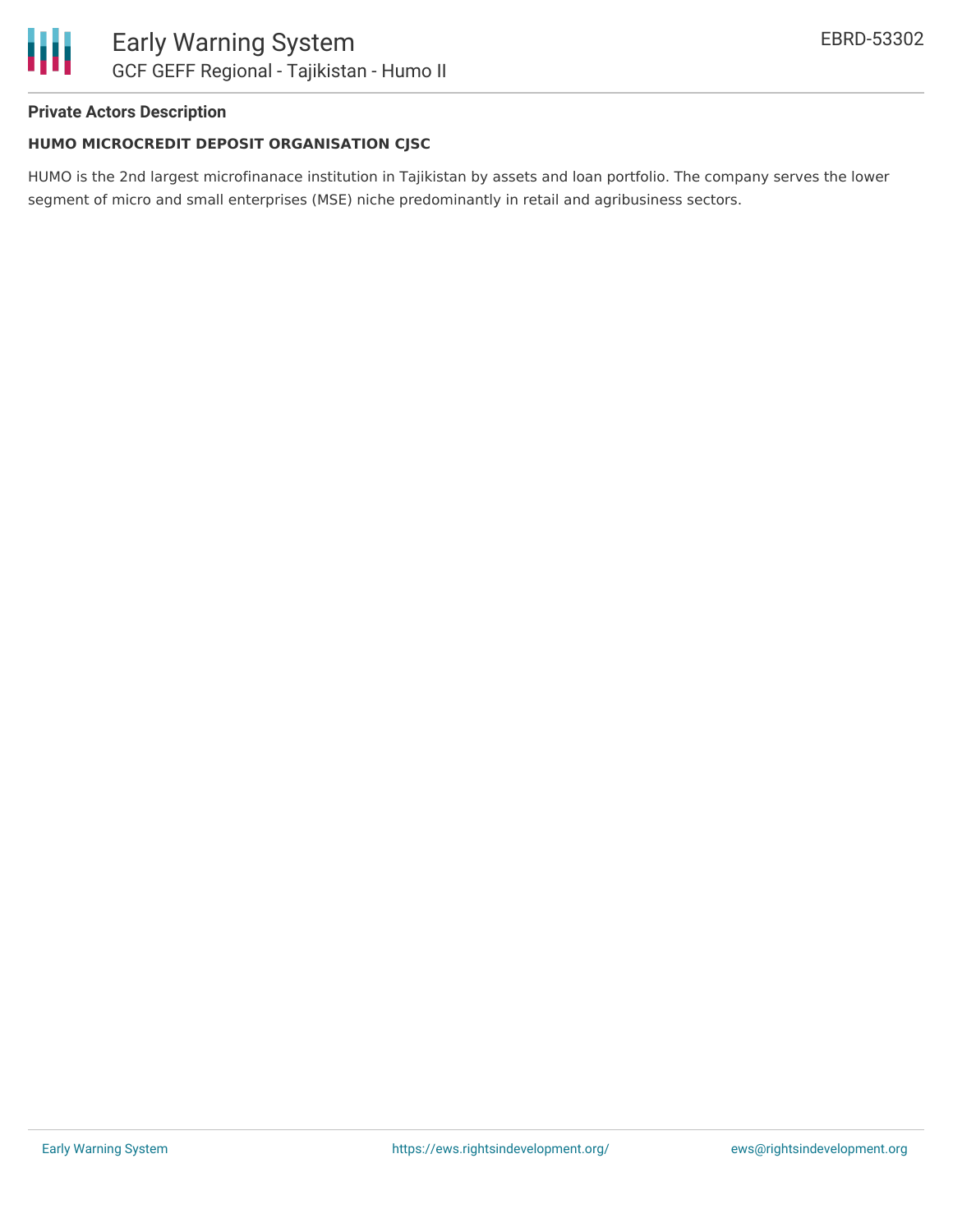## Private Actors Description

**HUMO MICROCREDIT DEPOSIT ORGANISATION CJSC**

HUMO is the 2nd largest microfinanace institution in Tajikistan by assets and loan portfolio. The company serves the lower segment of micro and small enterprises (MSE) niche predominantly in retail and agribusiness sectors.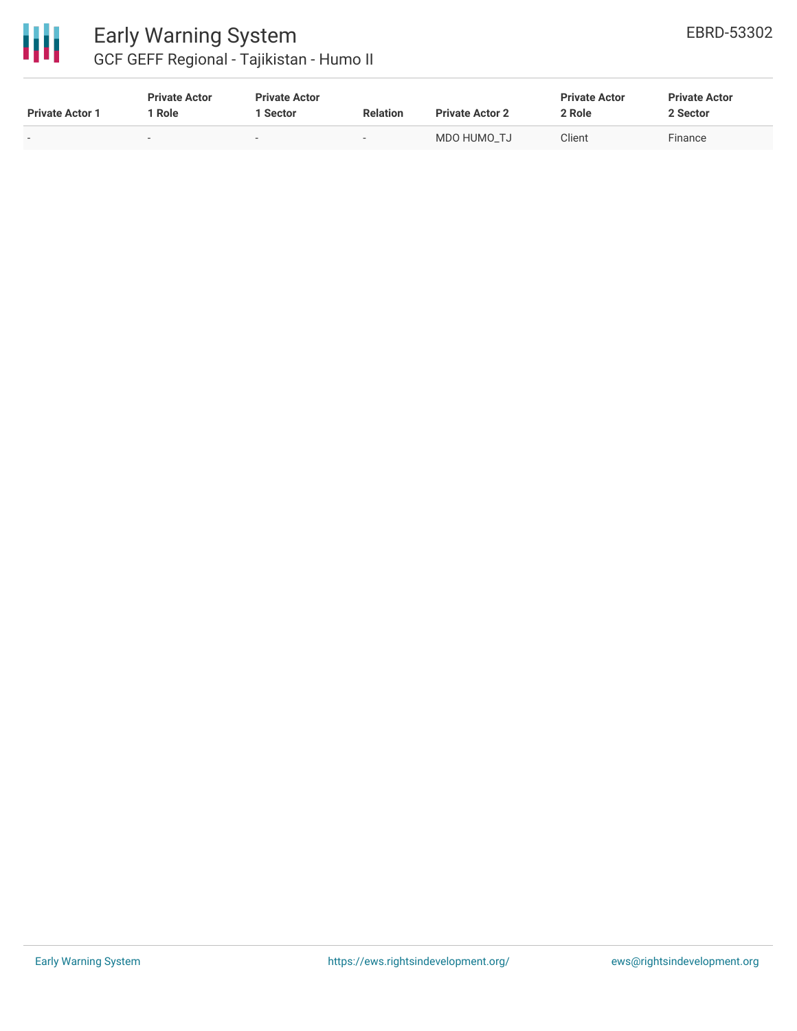| Private Actor 1 | Private Actor 1 Role | Private Actor 1 Sector | Relation | Private Actor 2 | Private Actor 2 Role | Private Actor 2 Sector |
|---|---|---|---|---|---|---|
| - | - | - | - | MDO HUMO_TJ | Client | Finance |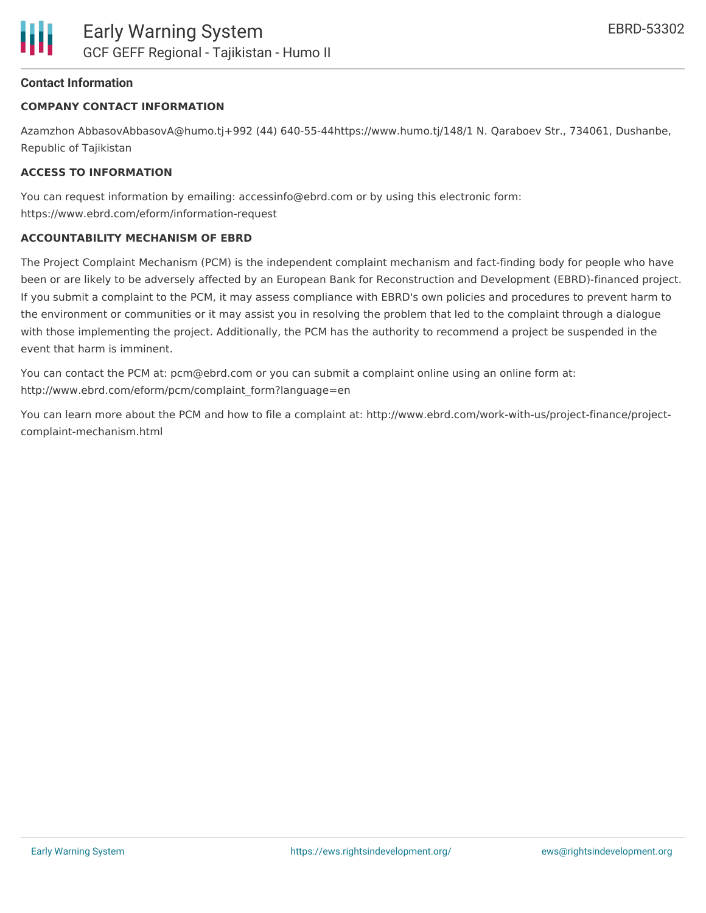## Contact Information

### COMPANY CONTACT INFORMATION

Azamzhon AbbasovAbbasovA@humo.tj+992 (44) 640-55-44https://www.humo.tj/148/1 N. Qaraboev Str., 734061, Dushanbe, Republic of Tajikistan

### ACCESS TO INFORMATION

You can request information by emailing: accessinfo@ebrd.com or by using this electronic form: https://www.ebrd.com/eform/information-request

### ACCOUNTABILITY MECHANISM OF EBRD

The Project Complaint Mechanism (PCM) is the independent complaint mechanism and fact-finding body for people who have been or are likely to be adversely affected by an European Bank for Reconstruction and Development (EBRD)-financed project. If you submit a complaint to the PCM, it may assess compliance with EBRD's own policies and procedures to prevent harm to the environment or communities or it may assist you in resolving the problem that led to the complaint through a dialogue with those implementing the project. Additionally, the PCM has the authority to recommend a project be suspended in the event that harm is imminent.

You can contact the PCM at: pcm@ebrd.com or you can submit a complaint online using an online form at: http://www.ebrd.com/eform/pcm/complaint_form?language=en

You can learn more about the PCM and how to file a complaint at: http://www.ebrd.com/work-with-us/project-finance/project-complaint-mechanism.html